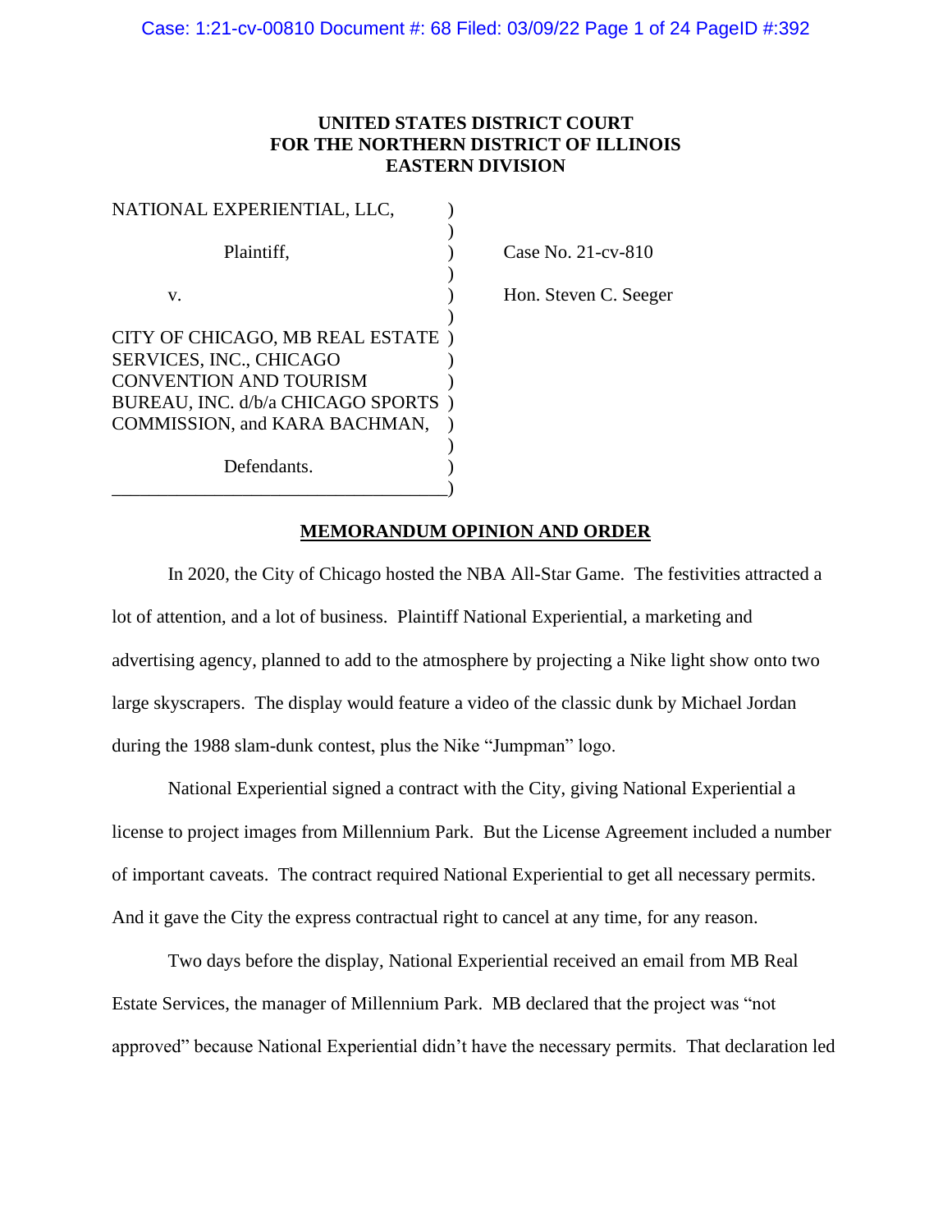**UNITED STATES DISTRICT COURT**
**FOR THE NORTHERN DISTRICT OF ILLINOIS**
**EASTERN DIVISION**

NATIONAL EXPERIENTIAL, LLC,

Plaintiff,

v.

CITY OF CHICAGO, MB REAL ESTATE SERVICES, INC., CHICAGO CONVENTION AND TOURISM BUREAU, INC. d/b/a CHICAGO SPORTS COMMISSION, and KARA BACHMAN,

Defendants.

Case No. 21-cv-810

Hon. Steven C. Seeger

**MEMORANDUM OPINION AND ORDER**

In 2020, the City of Chicago hosted the NBA All-Star Game. The festivities attracted a lot of attention, and a lot of business. Plaintiff National Experiential, a marketing and advertising agency, planned to add to the atmosphere by projecting a Nike light show onto two large skyscrapers. The display would feature a video of the classic dunk by Michael Jordan during the 1988 slam-dunk contest, plus the Nike "Jumpman" logo.

National Experiential signed a contract with the City, giving National Experiential a license to project images from Millennium Park. But the License Agreement included a number of important caveats. The contract required National Experiential to get all necessary permits. And it gave the City the express contractual right to cancel at any time, for any reason.

Two days before the display, National Experiential received an email from MB Real Estate Services, the manager of Millennium Park. MB declared that the project was "not approved" because National Experiential didn't have the necessary permits. That declaration led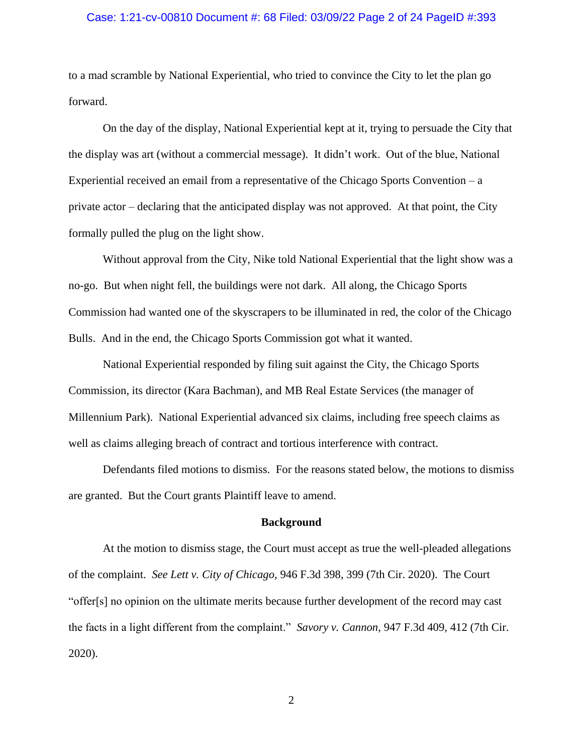to a mad scramble by National Experiential, who tried to convince the City to let the plan go forward.

On the day of the display, National Experiential kept at it, trying to persuade the City that the display was art (without a commercial message). It didn't work. Out of the blue, National Experiential received an email from a representative of the Chicago Sports Convention – a private actor – declaring that the anticipated display was not approved. At that point, the City formally pulled the plug on the light show.

Without approval from the City, Nike told National Experiential that the light show was a no-go. But when night fell, the buildings were not dark. All along, the Chicago Sports Commission had wanted one of the skyscrapers to be illuminated in red, the color of the Chicago Bulls. And in the end, the Chicago Sports Commission got what it wanted.

National Experiential responded by filing suit against the City, the Chicago Sports Commission, its director (Kara Bachman), and MB Real Estate Services (the manager of Millennium Park). National Experiential advanced six claims, including free speech claims as well as claims alleging breach of contract and tortious interference with contract.

Defendants filed motions to dismiss. For the reasons stated below, the motions to dismiss are granted. But the Court grants Plaintiff leave to amend.

## Background

At the motion to dismiss stage, the Court must accept as true the well-pleaded allegations of the complaint. *See Lett v. City of Chicago*, 946 F.3d 398, 399 (7th Cir. 2020). The Court "offer[s] no opinion on the ultimate merits because further development of the record may cast the facts in a light different from the complaint." *Savory v. Cannon*, 947 F.3d 409, 412 (7th Cir. 2020).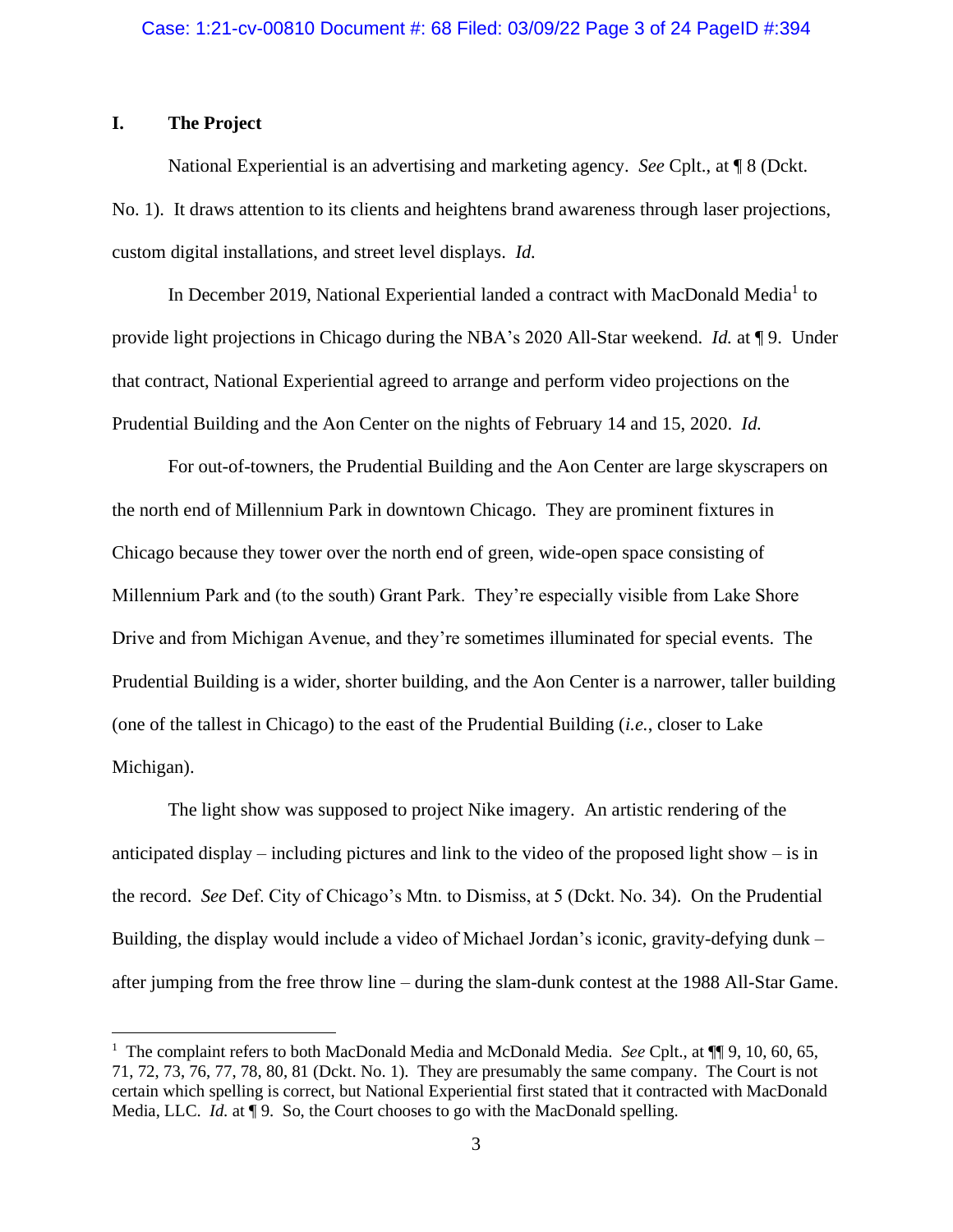## I. The Project

National Experiential is an advertising and marketing agency. *See* Cplt., at ¶ 8 (Dckt. No. 1). It draws attention to its clients and heightens brand awareness through laser projections, custom digital installations, and street level displays. *Id.*

In December 2019, National Experiential landed a contract with MacDonald Media[1] to provide light projections in Chicago during the NBA's 2020 All-Star weekend. *Id.* at ¶ 9. Under that contract, National Experiential agreed to arrange and perform video projections on the Prudential Building and the Aon Center on the nights of February 14 and 15, 2020. *Id.*

For out-of-towners, the Prudential Building and the Aon Center are large skyscrapers on the north end of Millennium Park in downtown Chicago. They are prominent fixtures in Chicago because they tower over the north end of green, wide-open space consisting of Millennium Park and (to the south) Grant Park. They're especially visible from Lake Shore Drive and from Michigan Avenue, and they're sometimes illuminated for special events. The Prudential Building is a wider, shorter building, and the Aon Center is a narrower, taller building (one of the tallest in Chicago) to the east of the Prudential Building (*i.e.*, closer to Lake Michigan).

The light show was supposed to project Nike imagery. An artistic rendering of the anticipated display – including pictures and link to the video of the proposed light show – is in the record. *See* Def. City of Chicago's Mtn. to Dismiss, at 5 (Dckt. No. 34). On the Prudential Building, the display would include a video of Michael Jordan's iconic, gravity-defying dunk – after jumping from the free throw line – during the slam-dunk contest at the 1988 All-Star Game.

---

[1] The complaint refers to both MacDonald Media and McDonald Media. *See* Cplt., at ¶¶ 9, 10, 60, 65, 71, 72, 73, 76, 77, 78, 80, 81 (Dckt. No. 1). They are presumably the same company. The Court is not certain which spelling is correct, but National Experiential first stated that it contracted with MacDonald Media, LLC. *Id.* at ¶ 9. So, the Court chooses to go with the MacDonald spelling.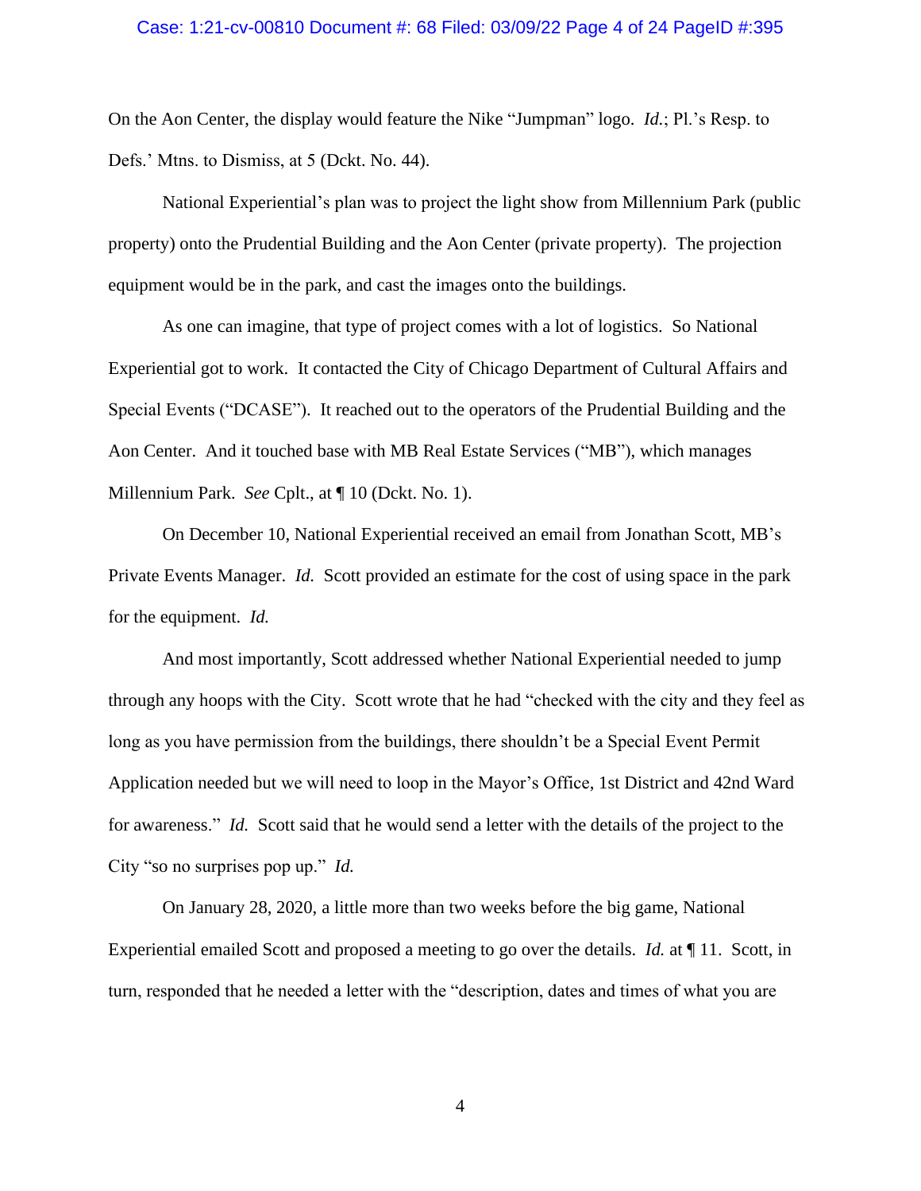On the Aon Center, the display would feature the Nike "Jumpman" logo. *Id.*; Pl.'s Resp. to Defs.' Mtns. to Dismiss, at 5 (Dckt. No. 44).

National Experiential's plan was to project the light show from Millennium Park (public property) onto the Prudential Building and the Aon Center (private property). The projection equipment would be in the park, and cast the images onto the buildings.

As one can imagine, that type of project comes with a lot of logistics. So National Experiential got to work. It contacted the City of Chicago Department of Cultural Affairs and Special Events ("DCASE"). It reached out to the operators of the Prudential Building and the Aon Center. And it touched base with MB Real Estate Services ("MB"), which manages Millennium Park. *See* Cplt., at ¶ 10 (Dckt. No. 1).

On December 10, National Experiential received an email from Jonathan Scott, MB's Private Events Manager. *Id.* Scott provided an estimate for the cost of using space in the park for the equipment. *Id.*

And most importantly, Scott addressed whether National Experiential needed to jump through any hoops with the City. Scott wrote that he had "checked with the city and they feel as long as you have permission from the buildings, there shouldn't be a Special Event Permit Application needed but we will need to loop in the Mayor's Office, 1st District and 42nd Ward for awareness." *Id.* Scott said that he would send a letter with the details of the project to the City "so no surprises pop up." *Id.*

On January 28, 2020, a little more than two weeks before the big game, National Experiential emailed Scott and proposed a meeting to go over the details. *Id.* at ¶ 11. Scott, in turn, responded that he needed a letter with the "description, dates and times of what you are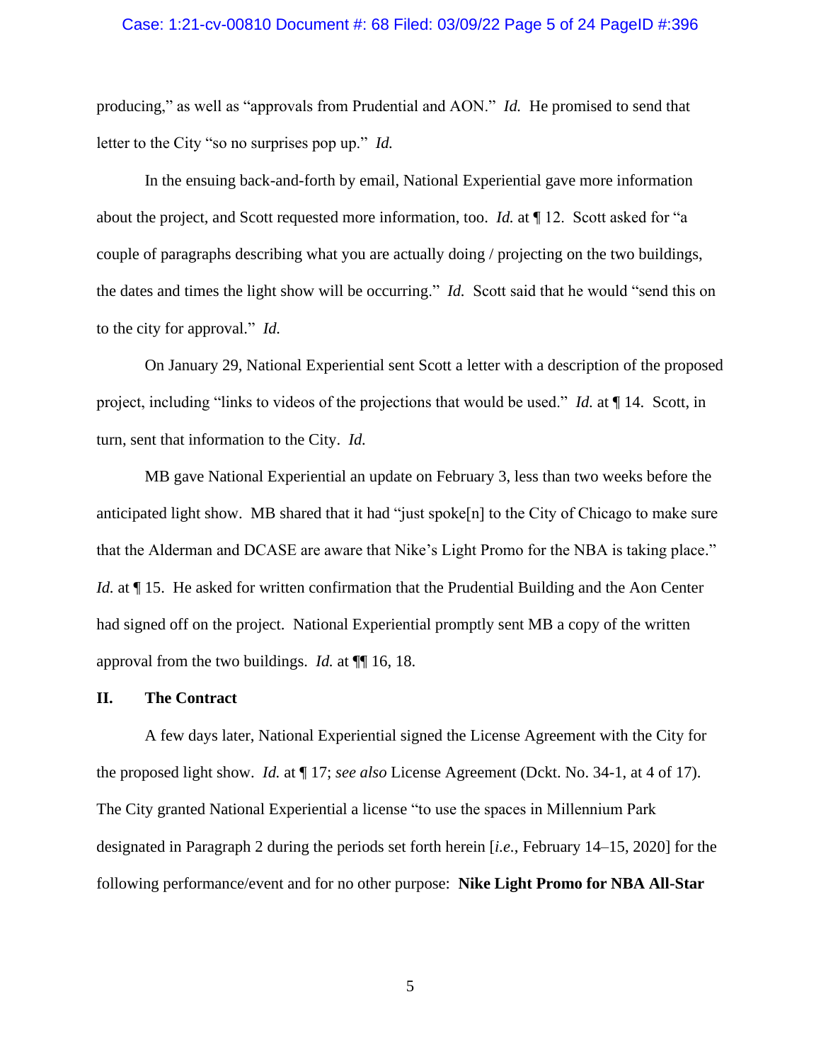producing," as well as "approvals from Prudential and AON." *Id.* He promised to send that letter to the City "so no surprises pop up." *Id.*

In the ensuing back-and-forth by email, National Experiential gave more information about the project, and Scott requested more information, too. *Id.* at ¶ 12. Scott asked for "a couple of paragraphs describing what you are actually doing / projecting on the two buildings, the dates and times the light show will be occurring." *Id.* Scott said that he would "send this on to the city for approval." *Id.*

On January 29, National Experiential sent Scott a letter with a description of the proposed project, including "links to videos of the projections that would be used." *Id.* at ¶ 14. Scott, in turn, sent that information to the City. *Id.*

MB gave National Experiential an update on February 3, less than two weeks before the anticipated light show. MB shared that it had "just spoke[n] to the City of Chicago to make sure that the Alderman and DCASE are aware that Nike's Light Promo for the NBA is taking place." *Id.* at ¶ 15. He asked for written confirmation that the Prudential Building and the Aon Center had signed off on the project. National Experiential promptly sent MB a copy of the written approval from the two buildings. *Id.* at ¶¶ 16, 18.

## II. The Contract

A few days later, National Experiential signed the License Agreement with the City for the proposed light show. *Id.* at ¶ 17; *see also* License Agreement (Dckt. No. 34-1, at 4 of 17). The City granted National Experiential a license "to use the spaces in Millennium Park designated in Paragraph 2 during the periods set forth herein [*i.e.*, February 14–15, 2020] for the following performance/event and for no other purpose: **Nike Light Promo for NBA All-Star**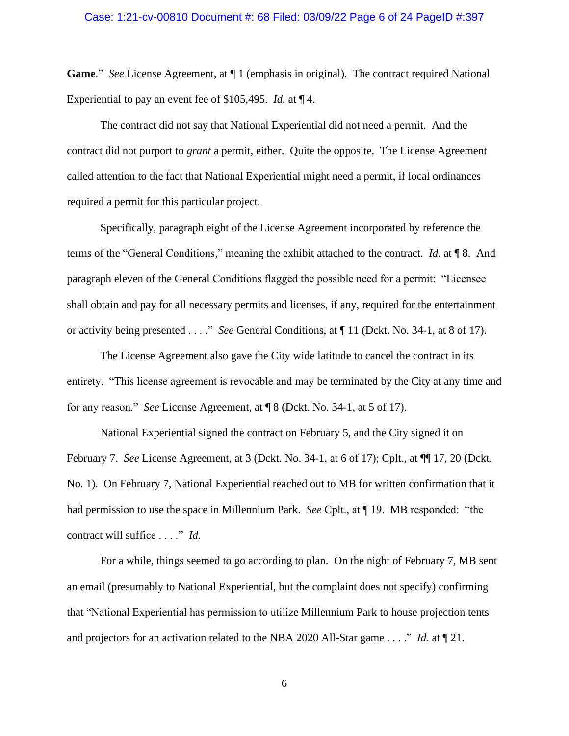**Game**." *See* License Agreement, at ¶ 1 (emphasis in original). The contract required National Experiential to pay an event fee of $105,495. *Id.* at ¶ 4.

The contract did not say that National Experiential did not need a permit. And the contract did not purport to *grant* a permit, either. Quite the opposite. The License Agreement called attention to the fact that National Experiential might need a permit, if local ordinances required a permit for this particular project.

Specifically, paragraph eight of the License Agreement incorporated by reference the terms of the "General Conditions," meaning the exhibit attached to the contract. *Id.* at ¶ 8. And paragraph eleven of the General Conditions flagged the possible need for a permit: "Licensee shall obtain and pay for all necessary permits and licenses, if any, required for the entertainment or activity being presented . . . ." *See* General Conditions, at ¶ 11 (Dckt. No. 34-1, at 8 of 17).

The License Agreement also gave the City wide latitude to cancel the contract in its entirety. "This license agreement is revocable and may be terminated by the City at any time and for any reason." *See* License Agreement, at ¶ 8 (Dckt. No. 34-1, at 5 of 17).

National Experiential signed the contract on February 5, and the City signed it on February 7. *See* License Agreement, at 3 (Dckt. No. 34-1, at 6 of 17); Cplt., at ¶¶ 17, 20 (Dckt. No. 1). On February 7, National Experiential reached out to MB for written confirmation that it had permission to use the space in Millennium Park. *See* Cplt., at ¶ 19. MB responded: "the contract will suffice . . . ." *Id.*

For a while, things seemed to go according to plan. On the night of February 7, MB sent an email (presumably to National Experiential, but the complaint does not specify) confirming that "National Experiential has permission to utilize Millennium Park to house projection tents and projectors for an activation related to the NBA 2020 All-Star game . . . ." *Id.* at ¶ 21.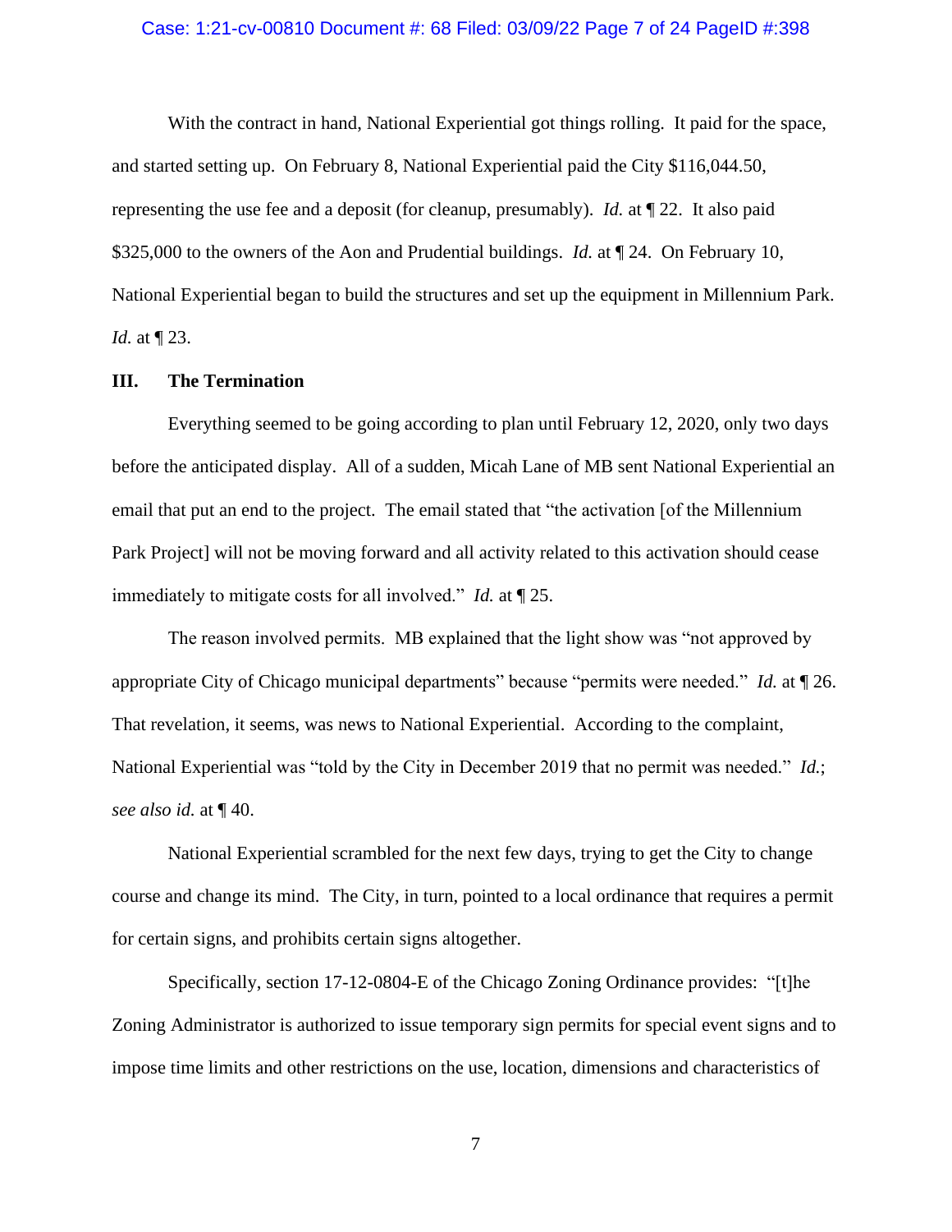With the contract in hand, National Experiential got things rolling. It paid for the space, and started setting up. On February 8, National Experiential paid the City $116,044.50, representing the use fee and a deposit (for cleanup, presumably). *Id.* at ¶ 22. It also paid $325,000 to the owners of the Aon and Prudential buildings. *Id.* at ¶ 24. On February 10, National Experiential began to build the structures and set up the equipment in Millennium Park. *Id.* at ¶ 23.

## III. The Termination

Everything seemed to be going according to plan until February 12, 2020, only two days before the anticipated display. All of a sudden, Micah Lane of MB sent National Experiential an email that put an end to the project. The email stated that "the activation [of the Millennium Park Project] will not be moving forward and all activity related to this activation should cease immediately to mitigate costs for all involved." *Id.* at ¶ 25.

The reason involved permits. MB explained that the light show was "not approved by appropriate City of Chicago municipal departments" because "permits were needed." *Id.* at ¶ 26. That revelation, it seems, was news to National Experiential. According to the complaint, National Experiential was "told by the City in December 2019 that no permit was needed." *Id.*; *see also id.* at ¶ 40.

National Experiential scrambled for the next few days, trying to get the City to change course and change its mind. The City, in turn, pointed to a local ordinance that requires a permit for certain signs, and prohibits certain signs altogether.

Specifically, section 17-12-0804-E of the Chicago Zoning Ordinance provides: "[t]he Zoning Administrator is authorized to issue temporary sign permits for special event signs and to impose time limits and other restrictions on the use, location, dimensions and characteristics of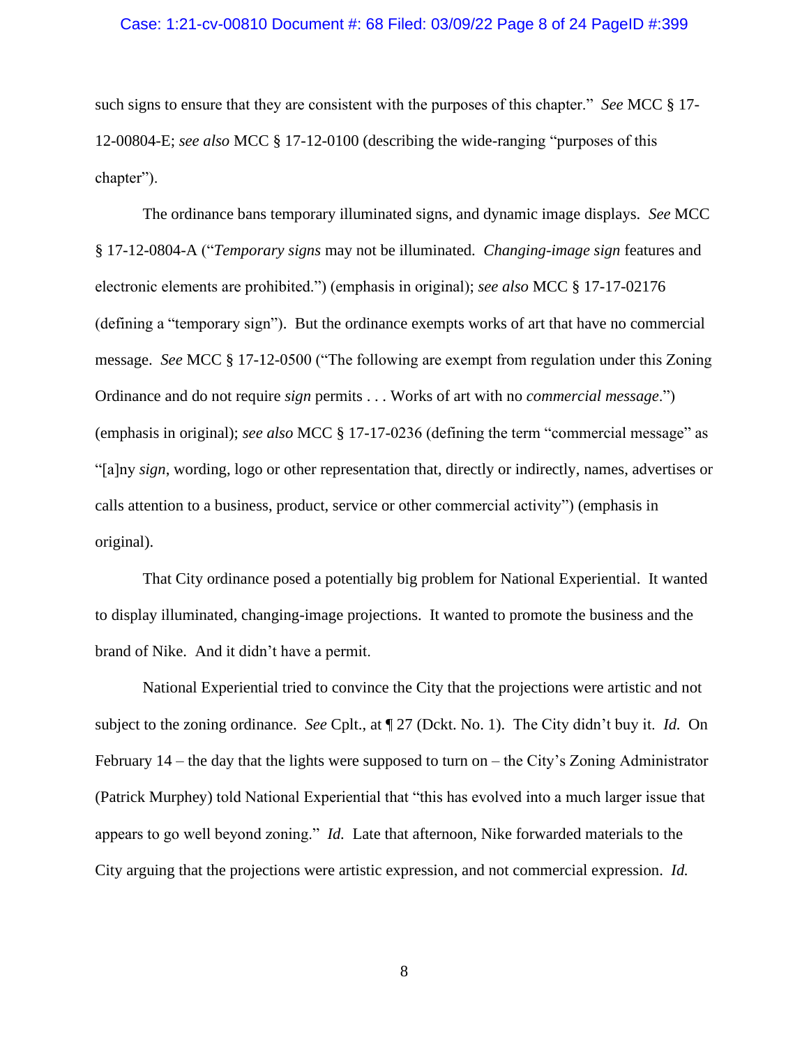such signs to ensure that they are consistent with the purposes of this chapter." *See* MCC § 17-12-00804-E; *see also* MCC § 17-12-0100 (describing the wide-ranging "purposes of this chapter").

The ordinance bans temporary illuminated signs, and dynamic image displays. *See* MCC § 17-12-0804-A ("*Temporary signs* may not be illuminated. *Changing-image sign* features and electronic elements are prohibited.") (emphasis in original); *see also* MCC § 17-17-02176 (defining a "temporary sign"). But the ordinance exempts works of art that have no commercial message. *See* MCC § 17-12-0500 ("The following are exempt from regulation under this Zoning Ordinance and do not require *sign* permits . . . Works of art with no *commercial message*.") (emphasis in original); *see also* MCC § 17-17-0236 (defining the term "commercial message" as "[a]ny *sign*, wording, logo or other representation that, directly or indirectly, names, advertises or calls attention to a business, product, service or other commercial activity") (emphasis in original).

That City ordinance posed a potentially big problem for National Experiential. It wanted to display illuminated, changing-image projections. It wanted to promote the business and the brand of Nike. And it didn't have a permit.

National Experiential tried to convince the City that the projections were artistic and not subject to the zoning ordinance. *See* Cplt., at ¶ 27 (Dckt. No. 1). The City didn't buy it. *Id.* On February 14 – the day that the lights were supposed to turn on – the City's Zoning Administrator (Patrick Murphey) told National Experiential that "this has evolved into a much larger issue that appears to go well beyond zoning." *Id.* Late that afternoon, Nike forwarded materials to the City arguing that the projections were artistic expression, and not commercial expression. *Id.*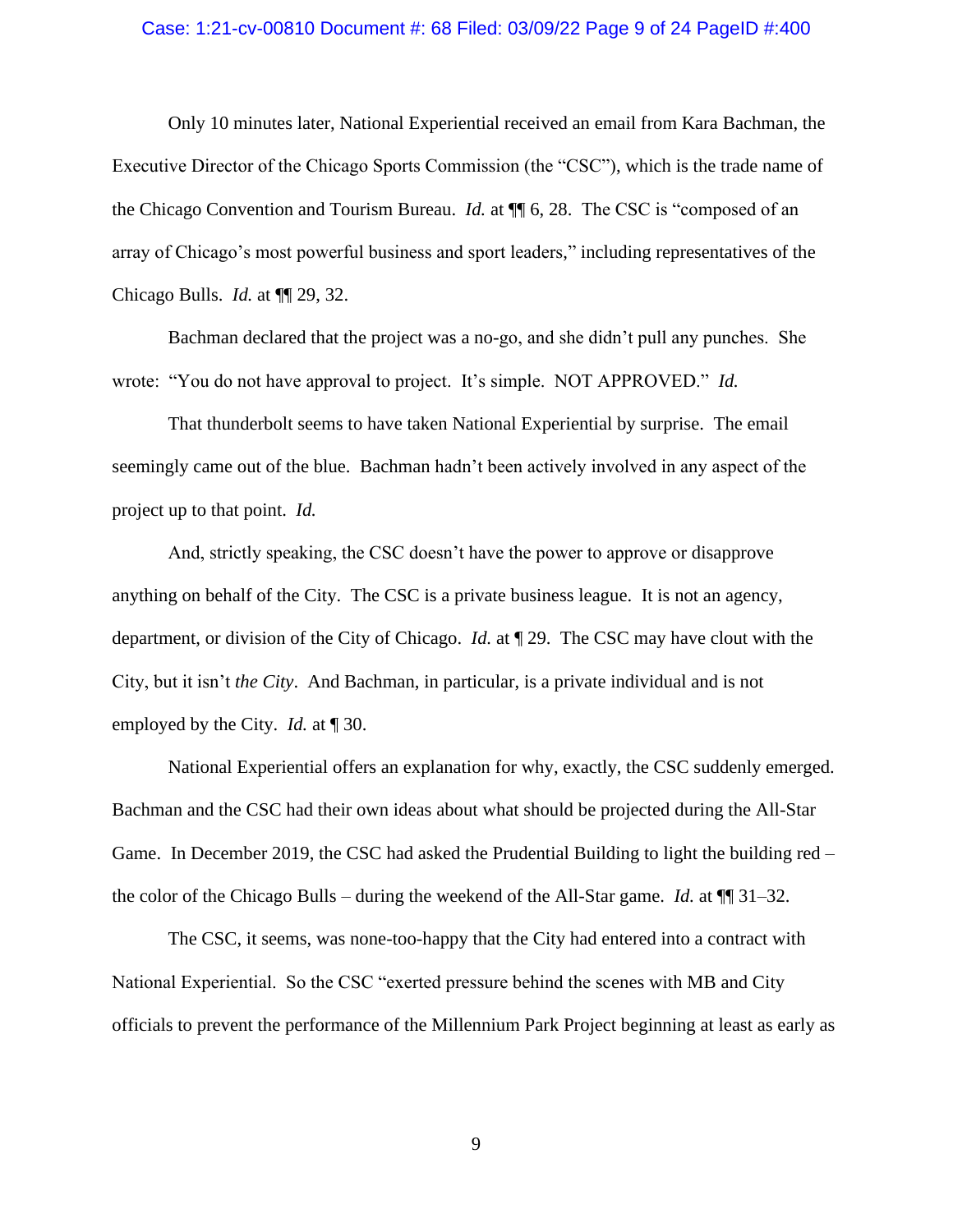Only 10 minutes later, National Experiential received an email from Kara Bachman, the Executive Director of the Chicago Sports Commission (the "CSC"), which is the trade name of the Chicago Convention and Tourism Bureau. *Id.* at ¶¶ 6, 28. The CSC is "composed of an array of Chicago's most powerful business and sport leaders," including representatives of the Chicago Bulls. *Id.* at ¶¶ 29, 32.

Bachman declared that the project was a no-go, and she didn't pull any punches. She wrote: "You do not have approval to project. It's simple. NOT APPROVED." *Id.*

That thunderbolt seems to have taken National Experiential by surprise. The email seemingly came out of the blue. Bachman hadn't been actively involved in any aspect of the project up to that point. *Id.*

And, strictly speaking, the CSC doesn't have the power to approve or disapprove anything on behalf of the City. The CSC is a private business league. It is not an agency, department, or division of the City of Chicago. *Id.* at ¶ 29. The CSC may have clout with the City, but it isn't *the City*. And Bachman, in particular, is a private individual and is not employed by the City. *Id.* at ¶ 30.

National Experiential offers an explanation for why, exactly, the CSC suddenly emerged. Bachman and the CSC had their own ideas about what should be projected during the All-Star Game. In December 2019, the CSC had asked the Prudential Building to light the building red – the color of the Chicago Bulls – during the weekend of the All-Star game. *Id.* at ¶¶ 31–32.

The CSC, it seems, was none-too-happy that the City had entered into a contract with National Experiential. So the CSC "exerted pressure behind the scenes with MB and City officials to prevent the performance of the Millennium Park Project beginning at least as early as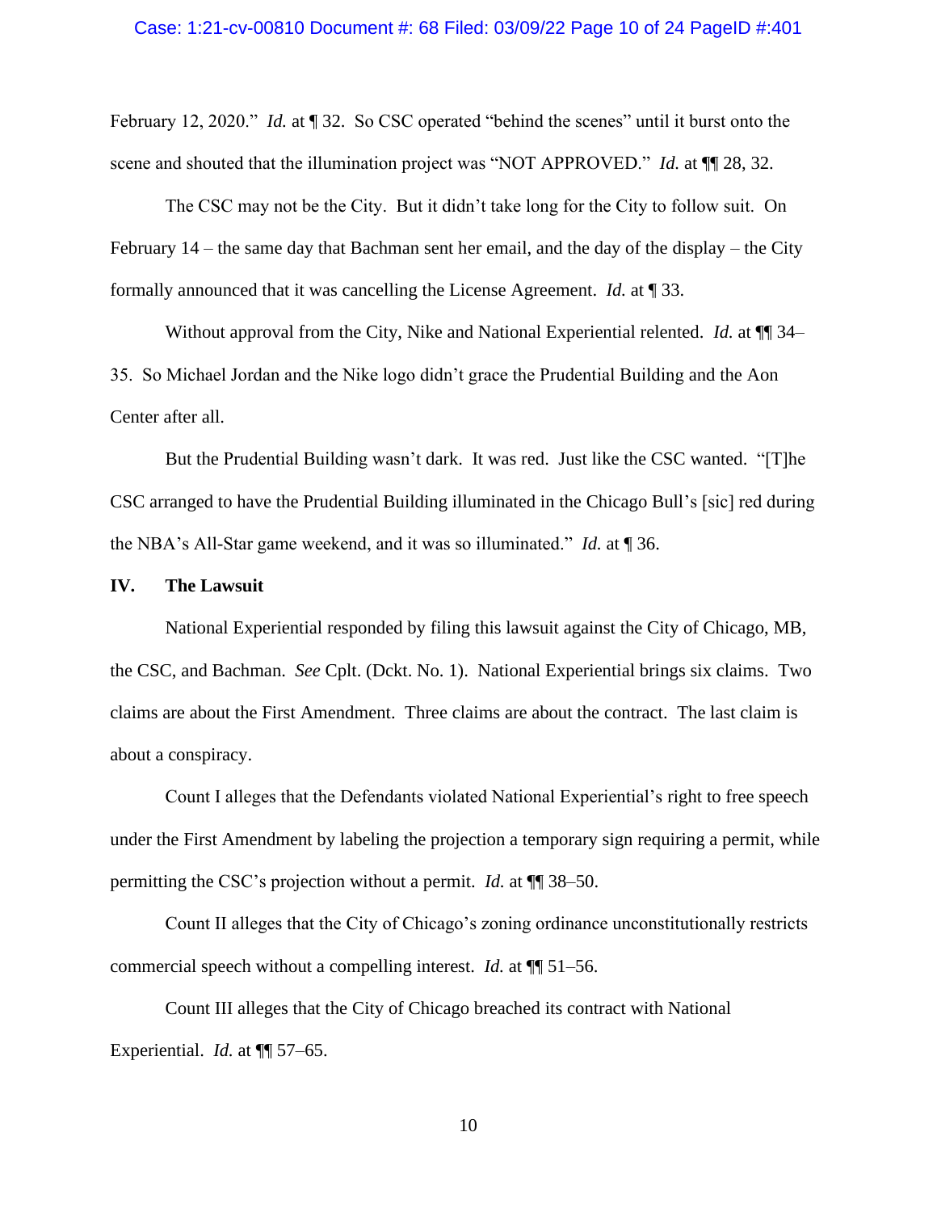February 12, 2020." *Id.* at ¶ 32. So CSC operated "behind the scenes" until it burst onto the scene and shouted that the illumination project was "NOT APPROVED." *Id.* at ¶¶ 28, 32.

The CSC may not be the City. But it didn't take long for the City to follow suit. On February 14 – the same day that Bachman sent her email, and the day of the display – the City formally announced that it was cancelling the License Agreement. *Id.* at ¶ 33.

Without approval from the City, Nike and National Experiential relented. *Id.* at ¶¶ 34–35. So Michael Jordan and the Nike logo didn't grace the Prudential Building and the Aon Center after all.

But the Prudential Building wasn't dark. It was red. Just like the CSC wanted. "[T]he CSC arranged to have the Prudential Building illuminated in the Chicago Bull's [sic] red during the NBA's All-Star game weekend, and it was so illuminated." *Id.* at ¶ 36.

## IV. The Lawsuit

National Experiential responded by filing this lawsuit against the City of Chicago, MB, the CSC, and Bachman. *See* Cplt. (Dckt. No. 1). National Experiential brings six claims. Two claims are about the First Amendment. Three claims are about the contract. The last claim is about a conspiracy.

Count I alleges that the Defendants violated National Experiential's right to free speech under the First Amendment by labeling the projection a temporary sign requiring a permit, while permitting the CSC's projection without a permit. *Id.* at ¶¶ 38–50.

Count II alleges that the City of Chicago's zoning ordinance unconstitutionally restricts commercial speech without a compelling interest. *Id.* at ¶¶ 51–56.

Count III alleges that the City of Chicago breached its contract with National Experiential. *Id.* at ¶¶ 57–65.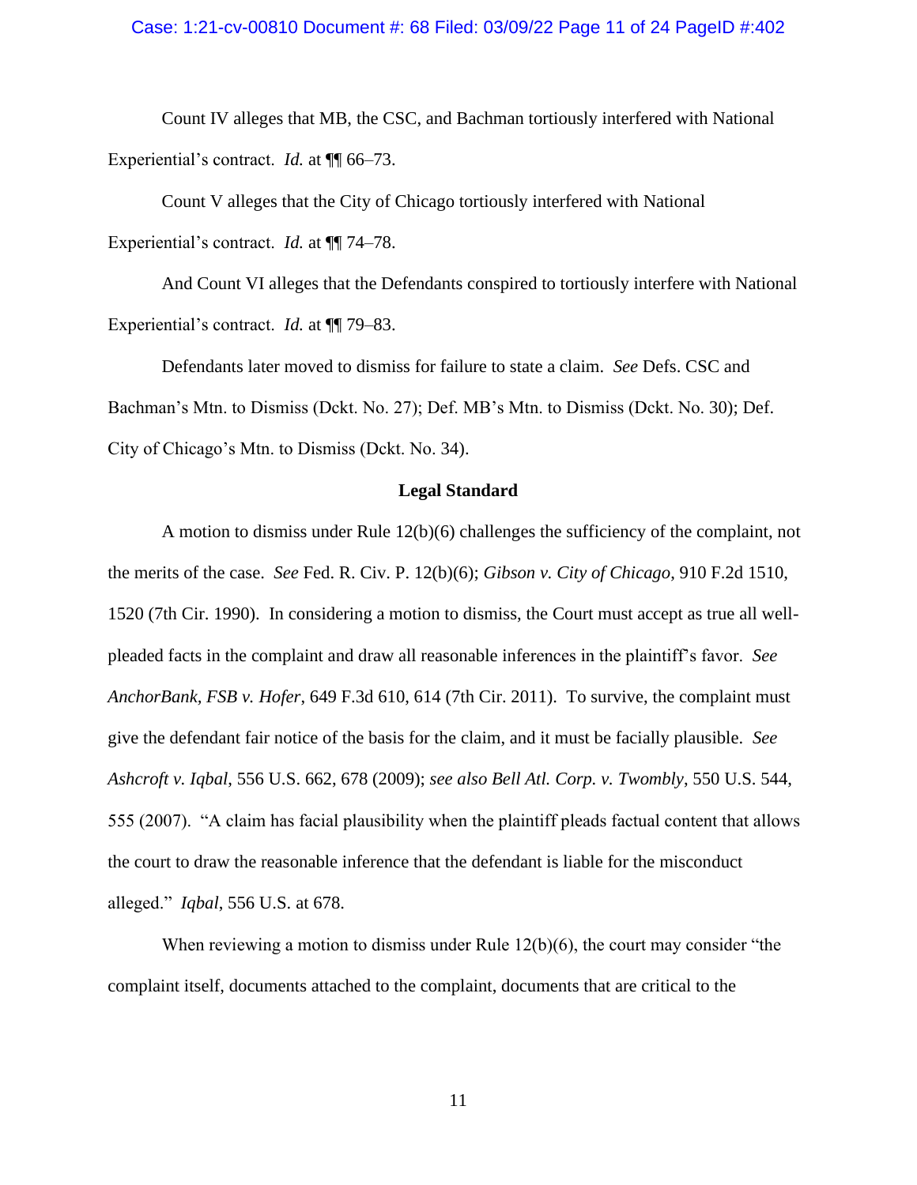Count IV alleges that MB, the CSC, and Bachman tortiously interfered with National Experiential's contract. *Id.* at ¶¶ 66–73.

Count V alleges that the City of Chicago tortiously interfered with National Experiential's contract. *Id.* at ¶¶ 74–78.

And Count VI alleges that the Defendants conspired to tortiously interfere with National Experiential's contract. *Id.* at ¶¶ 79–83.

Defendants later moved to dismiss for failure to state a claim. *See* Defs. CSC and Bachman's Mtn. to Dismiss (Dckt. No. 27); Def. MB's Mtn. to Dismiss (Dckt. No. 30); Def. City of Chicago's Mtn. to Dismiss (Dckt. No. 34).

**Legal Standard**

A motion to dismiss under Rule 12(b)(6) challenges the sufficiency of the complaint, not the merits of the case. *See* Fed. R. Civ. P. 12(b)(6); *Gibson v. City of Chicago*, 910 F.2d 1510, 1520 (7th Cir. 1990). In considering a motion to dismiss, the Court must accept as true all well-pleaded facts in the complaint and draw all reasonable inferences in the plaintiff's favor. *See AnchorBank, FSB v. Hofer*, 649 F.3d 610, 614 (7th Cir. 2011). To survive, the complaint must give the defendant fair notice of the basis for the claim, and it must be facially plausible. *See Ashcroft v. Iqbal*, 556 U.S. 662, 678 (2009); *see also Bell Atl. Corp. v. Twombly*, 550 U.S. 544, 555 (2007). "A claim has facial plausibility when the plaintiff pleads factual content that allows the court to draw the reasonable inference that the defendant is liable for the misconduct alleged." *Iqbal*, 556 U.S. at 678.

When reviewing a motion to dismiss under Rule 12(b)(6), the court may consider "the complaint itself, documents attached to the complaint, documents that are critical to the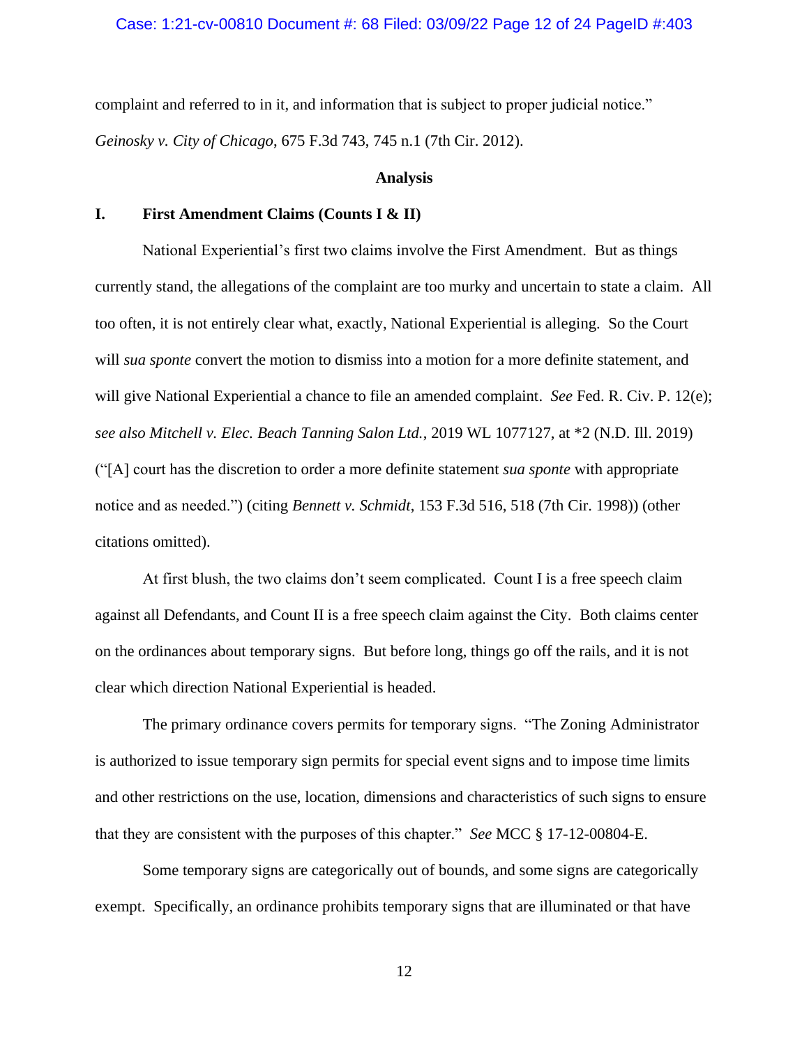complaint and referred to in it, and information that is subject to proper judicial notice." *Geinosky v. City of Chicago*, 675 F.3d 743, 745 n.1 (7th Cir. 2012).

## Analysis

### I. First Amendment Claims (Counts I & II)

National Experiential's first two claims involve the First Amendment. But as things currently stand, the allegations of the complaint are too murky and uncertain to state a claim. All too often, it is not entirely clear what, exactly, National Experiential is alleging. So the Court will *sua sponte* convert the motion to dismiss into a motion for a more definite statement, and will give National Experiential a chance to file an amended complaint. *See* Fed. R. Civ. P. 12(e); *see also Mitchell v. Elec. Beach Tanning Salon Ltd.*, 2019 WL 1077127, at *2 (N.D. Ill. 2019) ("[A] court has the discretion to order a more definite statement *sua sponte* with appropriate notice and as needed.") (citing *Bennett v. Schmidt*, 153 F.3d 516, 518 (7th Cir. 1998)) (other citations omitted).

At first blush, the two claims don't seem complicated. Count I is a free speech claim against all Defendants, and Count II is a free speech claim against the City. Both claims center on the ordinances about temporary signs. But before long, things go off the rails, and it is not clear which direction National Experiential is headed.

The primary ordinance covers permits for temporary signs. "The Zoning Administrator is authorized to issue temporary sign permits for special event signs and to impose time limits and other restrictions on the use, location, dimensions and characteristics of such signs to ensure that they are consistent with the purposes of this chapter." *See* MCC § 17-12-00804-E.

Some temporary signs are categorically out of bounds, and some signs are categorically exempt. Specifically, an ordinance prohibits temporary signs that are illuminated or that have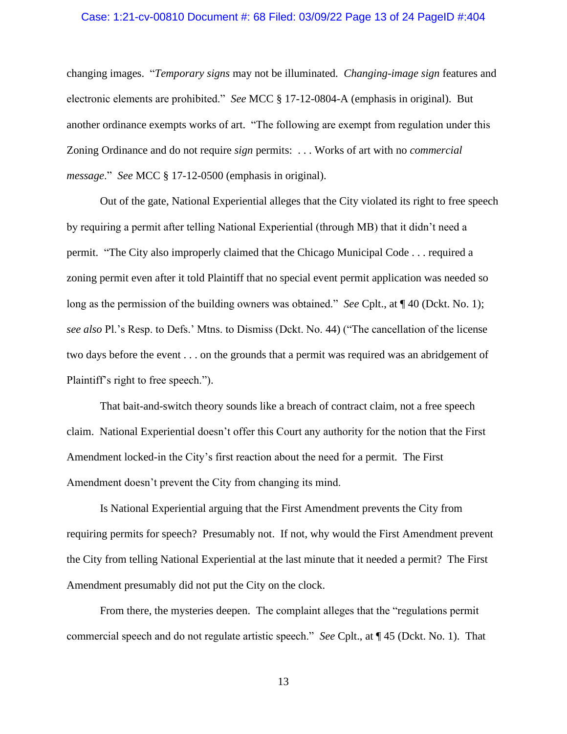changing images. "*Temporary signs* may not be illuminated. *Changing-image sign* features and electronic elements are prohibited." *See* MCC § 17-12-0804-A (emphasis in original). But another ordinance exempts works of art. "The following are exempt from regulation under this Zoning Ordinance and do not require *sign* permits: . . . Works of art with no *commercial message*." *See* MCC § 17-12-0500 (emphasis in original).

Out of the gate, National Experiential alleges that the City violated its right to free speech by requiring a permit after telling National Experiential (through MB) that it didn't need a permit. "The City also improperly claimed that the Chicago Municipal Code . . . required a zoning permit even after it told Plaintiff that no special event permit application was needed so long as the permission of the building owners was obtained." *See* Cplt., at ¶ 40 (Dckt. No. 1); *see also* Pl.'s Resp. to Defs.' Mtns. to Dismiss (Dckt. No. 44) ("The cancellation of the license two days before the event . . . on the grounds that a permit was required was an abridgement of Plaintiff's right to free speech.").

That bait-and-switch theory sounds like a breach of contract claim, not a free speech claim. National Experiential doesn't offer this Court any authority for the notion that the First Amendment locked-in the City's first reaction about the need for a permit. The First Amendment doesn't prevent the City from changing its mind.

Is National Experiential arguing that the First Amendment prevents the City from requiring permits for speech? Presumably not. If not, why would the First Amendment prevent the City from telling National Experiential at the last minute that it needed a permit? The First Amendment presumably did not put the City on the clock.

From there, the mysteries deepen. The complaint alleges that the "regulations permit commercial speech and do not regulate artistic speech." *See* Cplt., at ¶ 45 (Dckt. No. 1). That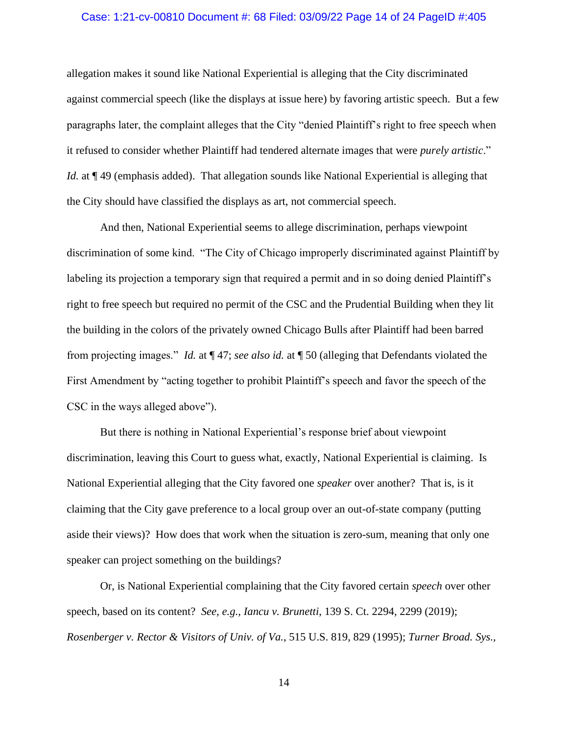allegation makes it sound like National Experiential is alleging that the City discriminated against commercial speech (like the displays at issue here) by favoring artistic speech. But a few paragraphs later, the complaint alleges that the City "denied Plaintiff's right to free speech when it refused to consider whether Plaintiff had tendered alternate images that were *purely artistic*." *Id.* at ¶ 49 (emphasis added). That allegation sounds like National Experiential is alleging that the City should have classified the displays as art, not commercial speech.

And then, National Experiential seems to allege discrimination, perhaps viewpoint discrimination of some kind. "The City of Chicago improperly discriminated against Plaintiff by labeling its projection a temporary sign that required a permit and in so doing denied Plaintiff's right to free speech but required no permit of the CSC and the Prudential Building when they lit the building in the colors of the privately owned Chicago Bulls after Plaintiff had been barred from projecting images." *Id.* at ¶ 47; *see also id.* at ¶ 50 (alleging that Defendants violated the First Amendment by "acting together to prohibit Plaintiff's speech and favor the speech of the CSC in the ways alleged above").

But there is nothing in National Experiential's response brief about viewpoint discrimination, leaving this Court to guess what, exactly, National Experiential is claiming. Is National Experiential alleging that the City favored one *speaker* over another? That is, is it claiming that the City gave preference to a local group over an out-of-state company (putting aside their views)? How does that work when the situation is zero-sum, meaning that only one speaker can project something on the buildings?

Or, is National Experiential complaining that the City favored certain *speech* over other speech, based on its content? *See, e.g.*, *Iancu v. Brunetti*, 139 S. Ct. 2294, 2299 (2019); *Rosenberger v. Rector & Visitors of Univ. of Va.*, 515 U.S. 819, 829 (1995); *Turner Broad. Sys.*,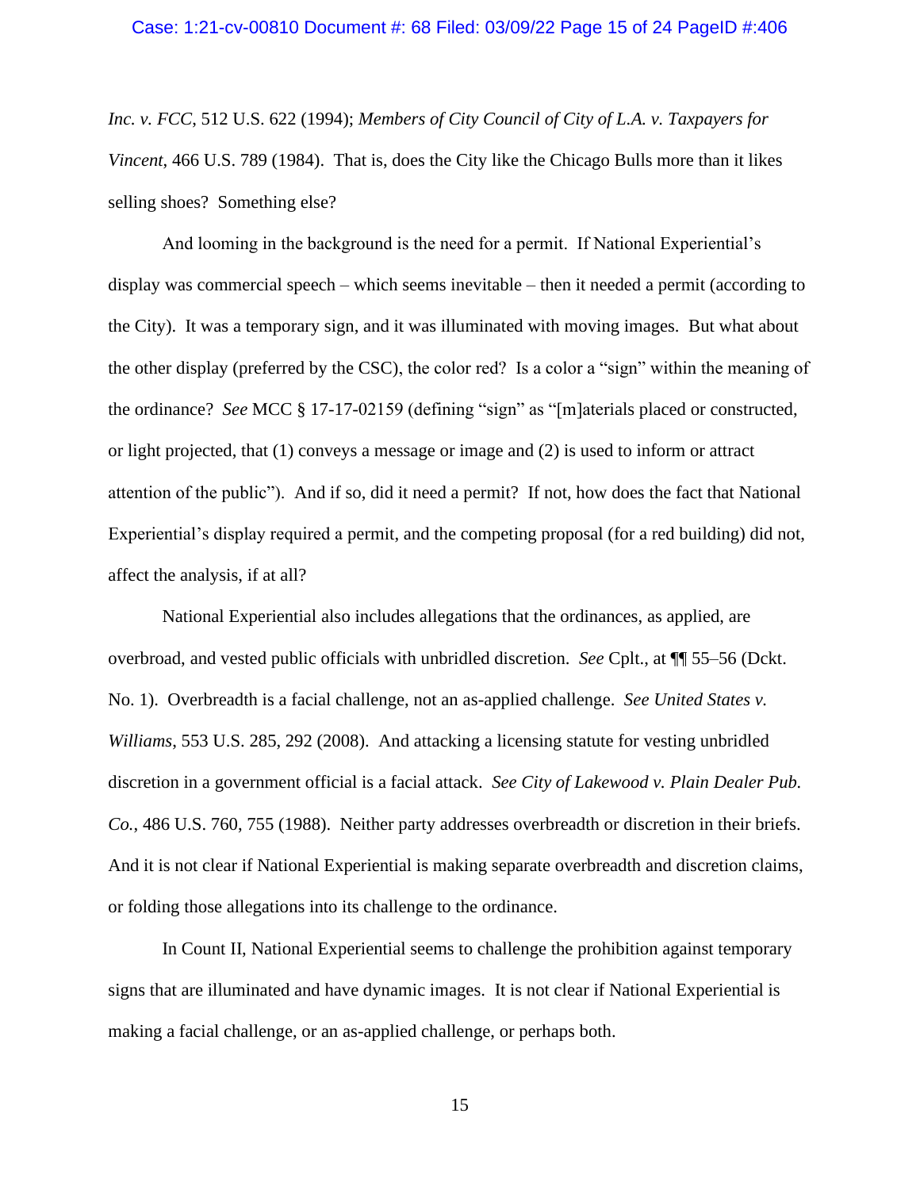*Inc. v. FCC*, 512 U.S. 622 (1994); *Members of City Council of City of L.A. v. Taxpayers for Vincent*, 466 U.S. 789 (1984). That is, does the City like the Chicago Bulls more than it likes selling shoes? Something else?

And looming in the background is the need for a permit. If National Experiential's display was commercial speech – which seems inevitable – then it needed a permit (according to the City). It was a temporary sign, and it was illuminated with moving images. But what about the other display (preferred by the CSC), the color red? Is a color a "sign" within the meaning of the ordinance? *See* MCC § 17-17-02159 (defining "sign" as "[m]aterials placed or constructed, or light projected, that (1) conveys a message or image and (2) is used to inform or attract attention of the public"). And if so, did it need a permit? If not, how does the fact that National Experiential's display required a permit, and the competing proposal (for a red building) did not, affect the analysis, if at all?

National Experiential also includes allegations that the ordinances, as applied, are overbroad, and vested public officials with unbridled discretion. *See* Cplt., at ¶¶ 55–56 (Dckt. No. 1). Overbreadth is a facial challenge, not an as-applied challenge. *See United States v. Williams*, 553 U.S. 285, 292 (2008). And attacking a licensing statute for vesting unbridled discretion in a government official is a facial attack. *See City of Lakewood v. Plain Dealer Pub. Co.*, 486 U.S. 760, 755 (1988). Neither party addresses overbreadth or discretion in their briefs. And it is not clear if National Experiential is making separate overbreadth and discretion claims, or folding those allegations into its challenge to the ordinance.

In Count II, National Experiential seems to challenge the prohibition against temporary signs that are illuminated and have dynamic images. It is not clear if National Experiential is making a facial challenge, or an as-applied challenge, or perhaps both.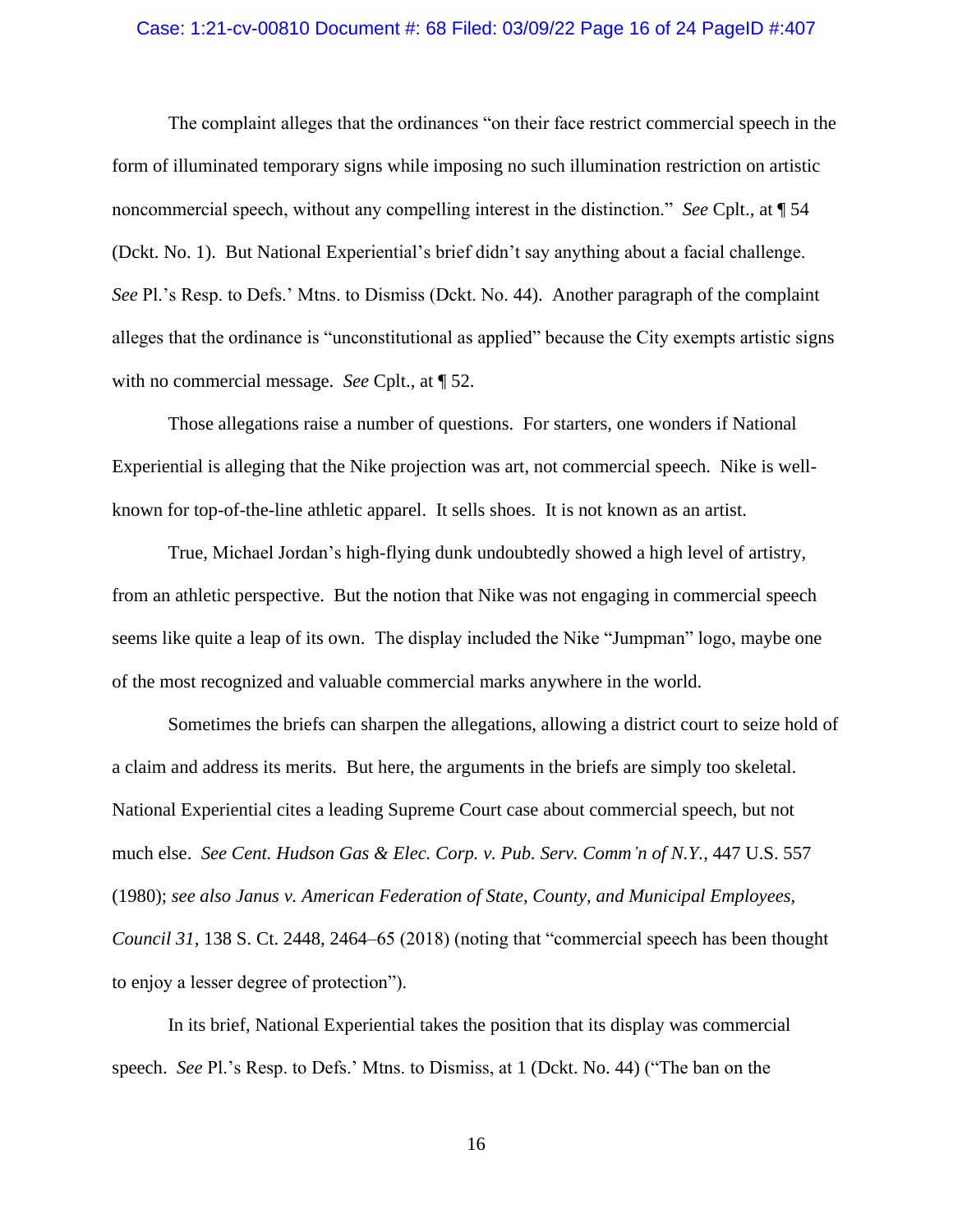The complaint alleges that the ordinances "on their face restrict commercial speech in the form of illuminated temporary signs while imposing no such illumination restriction on artistic noncommercial speech, without any compelling interest in the distinction." *See* Cplt., at ¶ 54 (Dckt. No. 1). But National Experiential's brief didn't say anything about a facial challenge. *See* Pl.'s Resp. to Defs.' Mtns. to Dismiss (Dckt. No. 44). Another paragraph of the complaint alleges that the ordinance is "unconstitutional as applied" because the City exempts artistic signs with no commercial message. *See* Cplt., at ¶ 52.

Those allegations raise a number of questions. For starters, one wonders if National Experiential is alleging that the Nike projection was art, not commercial speech. Nike is well-known for top-of-the-line athletic apparel. It sells shoes. It is not known as an artist.

True, Michael Jordan's high-flying dunk undoubtedly showed a high level of artistry, from an athletic perspective. But the notion that Nike was not engaging in commercial speech seems like quite a leap of its own. The display included the Nike "Jumpman" logo, maybe one of the most recognized and valuable commercial marks anywhere in the world.

Sometimes the briefs can sharpen the allegations, allowing a district court to seize hold of a claim and address its merits. But here, the arguments in the briefs are simply too skeletal. National Experiential cites a leading Supreme Court case about commercial speech, but not much else. *See Cent. Hudson Gas & Elec. Corp. v. Pub. Serv. Comm'n of N.Y.*, 447 U.S. 557 (1980); *see also Janus v. American Federation of State, County, and Municipal Employees, Council 31*, 138 S. Ct. 2448, 2464–65 (2018) (noting that "commercial speech has been thought to enjoy a lesser degree of protection").

In its brief, National Experiential takes the position that its display was commercial speech. *See* Pl.'s Resp. to Defs.' Mtns. to Dismiss, at 1 (Dckt. No. 44) ("The ban on the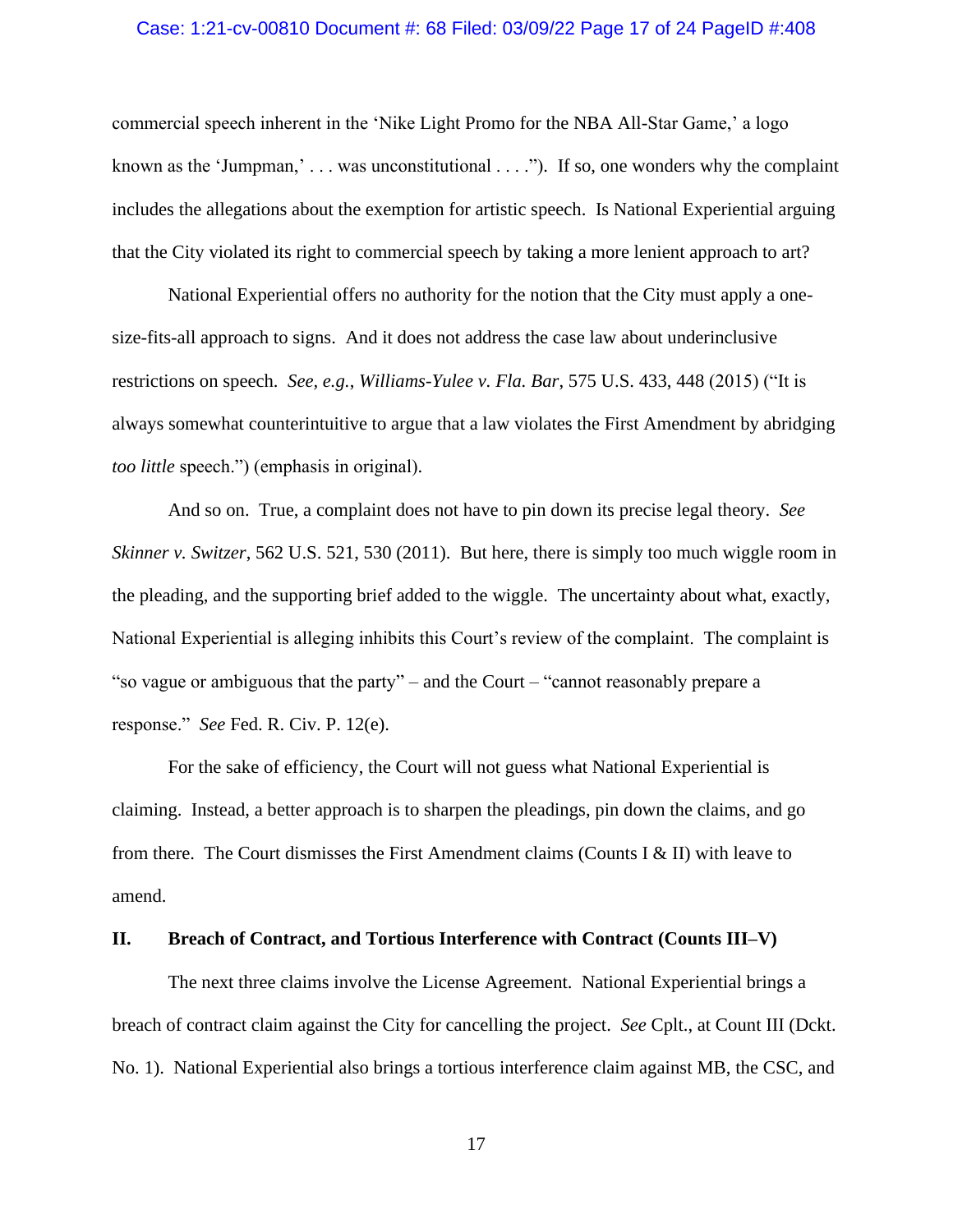commercial speech inherent in the 'Nike Light Promo for the NBA All-Star Game,' a logo known as the 'Jumpman,' . . . was unconstitutional . . . ."). If so, one wonders why the complaint includes the allegations about the exemption for artistic speech. Is National Experiential arguing that the City violated its right to commercial speech by taking a more lenient approach to art?

National Experiential offers no authority for the notion that the City must apply a one-size-fits-all approach to signs. And it does not address the case law about underinclusive restrictions on speech. *See, e.g.*, *Williams-Yulee v. Fla. Bar*, 575 U.S. 433, 448 (2015) ("It is always somewhat counterintuitive to argue that a law violates the First Amendment by abridging *too little* speech.") (emphasis in original).

And so on. True, a complaint does not have to pin down its precise legal theory. *See Skinner v. Switzer*, 562 U.S. 521, 530 (2011). But here, there is simply too much wiggle room in the pleading, and the supporting brief added to the wiggle. The uncertainty about what, exactly, National Experiential is alleging inhibits this Court's review of the complaint. The complaint is "so vague or ambiguous that the party" – and the Court – "cannot reasonably prepare a response." *See* Fed. R. Civ. P. 12(e).

For the sake of efficiency, the Court will not guess what National Experiential is claiming. Instead, a better approach is to sharpen the pleadings, pin down the claims, and go from there. The Court dismisses the First Amendment claims (Counts I & II) with leave to amend.

## II. Breach of Contract, and Tortious Interference with Contract (Counts III–V)

The next three claims involve the License Agreement. National Experiential brings a breach of contract claim against the City for cancelling the project. *See* Cplt., at Count III (Dckt. No. 1). National Experiential also brings a tortious interference claim against MB, the CSC, and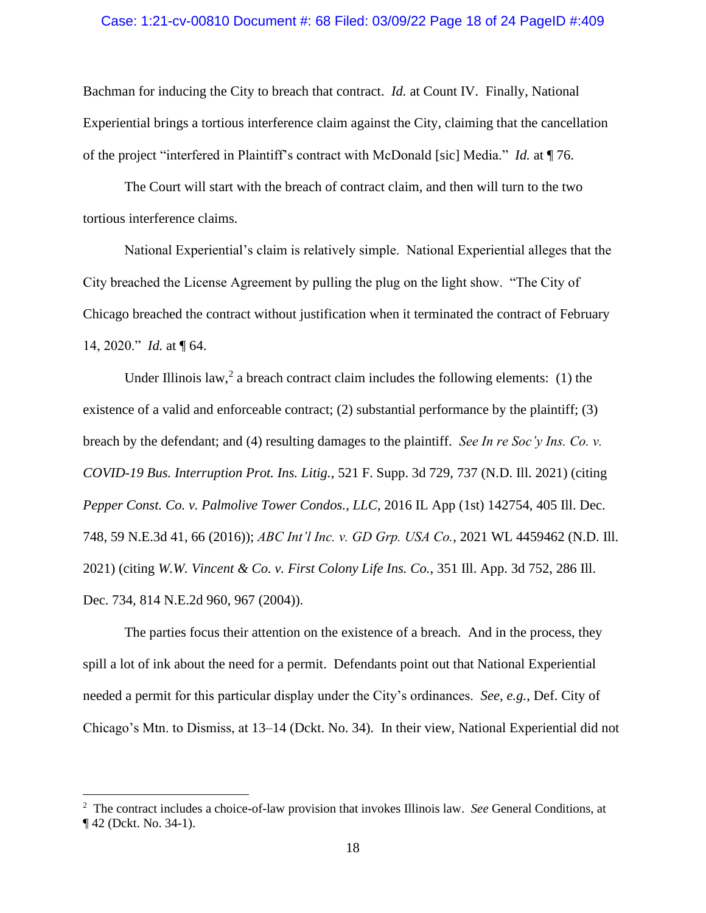Bachman for inducing the City to breach that contract. *Id.* at Count IV. Finally, National Experiential brings a tortious interference claim against the City, claiming that the cancellation of the project "interfered in Plaintiff's contract with McDonald [sic] Media." *Id.* at ¶ 76.

The Court will start with the breach of contract claim, and then will turn to the two tortious interference claims.

National Experiential's claim is relatively simple. National Experiential alleges that the City breached the License Agreement by pulling the plug on the light show. "The City of Chicago breached the contract without justification when it terminated the contract of February 14, 2020." *Id.* at ¶ 64.

Under Illinois law,[2] a breach contract claim includes the following elements: (1) the existence of a valid and enforceable contract; (2) substantial performance by the plaintiff; (3) breach by the defendant; and (4) resulting damages to the plaintiff. *See In re Soc'y Ins. Co. v. COVID-19 Bus. Interruption Prot. Ins. Litig.*, 521 F. Supp. 3d 729, 737 (N.D. Ill. 2021) (citing *Pepper Const. Co. v. Palmolive Tower Condos., LLC*, 2016 IL App (1st) 142754, 405 Ill. Dec. 748, 59 N.E.3d 41, 66 (2016)); *ABC Int'l Inc. v. GD Grp. USA Co.*, 2021 WL 4459462 (N.D. Ill. 2021) (citing *W.W. Vincent & Co. v. First Colony Life Ins. Co.*, 351 Ill. App. 3d 752, 286 Ill. Dec. 734, 814 N.E.2d 960, 967 (2004)).

The parties focus their attention on the existence of a breach. And in the process, they spill a lot of ink about the need for a permit. Defendants point out that National Experiential needed a permit for this particular display under the City's ordinances. *See, e.g.*, Def. City of Chicago's Mtn. to Dismiss, at 13–14 (Dckt. No. 34). In their view, National Experiential did not

---

[2] The contract includes a choice-of-law provision that invokes Illinois law. *See* General Conditions, at ¶ 42 (Dckt. No. 34-1).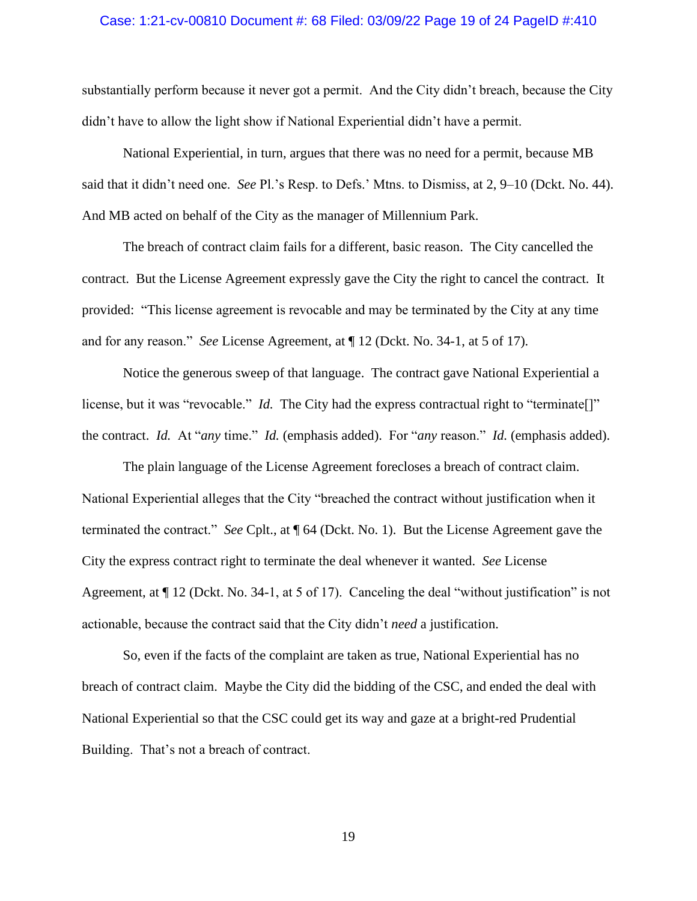substantially perform because it never got a permit. And the City didn't breach, because the City didn't have to allow the light show if National Experiential didn't have a permit.

National Experiential, in turn, argues that there was no need for a permit, because MB said that it didn't need one. *See* Pl.'s Resp. to Defs.' Mtns. to Dismiss, at 2, 9–10 (Dckt. No. 44). And MB acted on behalf of the City as the manager of Millennium Park.

The breach of contract claim fails for a different, basic reason. The City cancelled the contract. But the License Agreement expressly gave the City the right to cancel the contract. It provided: "This license agreement is revocable and may be terminated by the City at any time and for any reason." *See* License Agreement, at ¶ 12 (Dckt. No. 34-1, at 5 of 17).

Notice the generous sweep of that language. The contract gave National Experiential a license, but it was "revocable." *Id.* The City had the express contractual right to "terminate[]" the contract. *Id.* At "*any* time." *Id.* (emphasis added). For "*any* reason." *Id.* (emphasis added).

The plain language of the License Agreement forecloses a breach of contract claim. National Experiential alleges that the City "breached the contract without justification when it terminated the contract." *See* Cplt., at ¶ 64 (Dckt. No. 1). But the License Agreement gave the City the express contract right to terminate the deal whenever it wanted. *See* License Agreement, at ¶ 12 (Dckt. No. 34-1, at 5 of 17). Canceling the deal "without justification" is not actionable, because the contract said that the City didn't *need* a justification.

So, even if the facts of the complaint are taken as true, National Experiential has no breach of contract claim. Maybe the City did the bidding of the CSC, and ended the deal with National Experiential so that the CSC could get its way and gaze at a bright-red Prudential Building. That's not a breach of contract.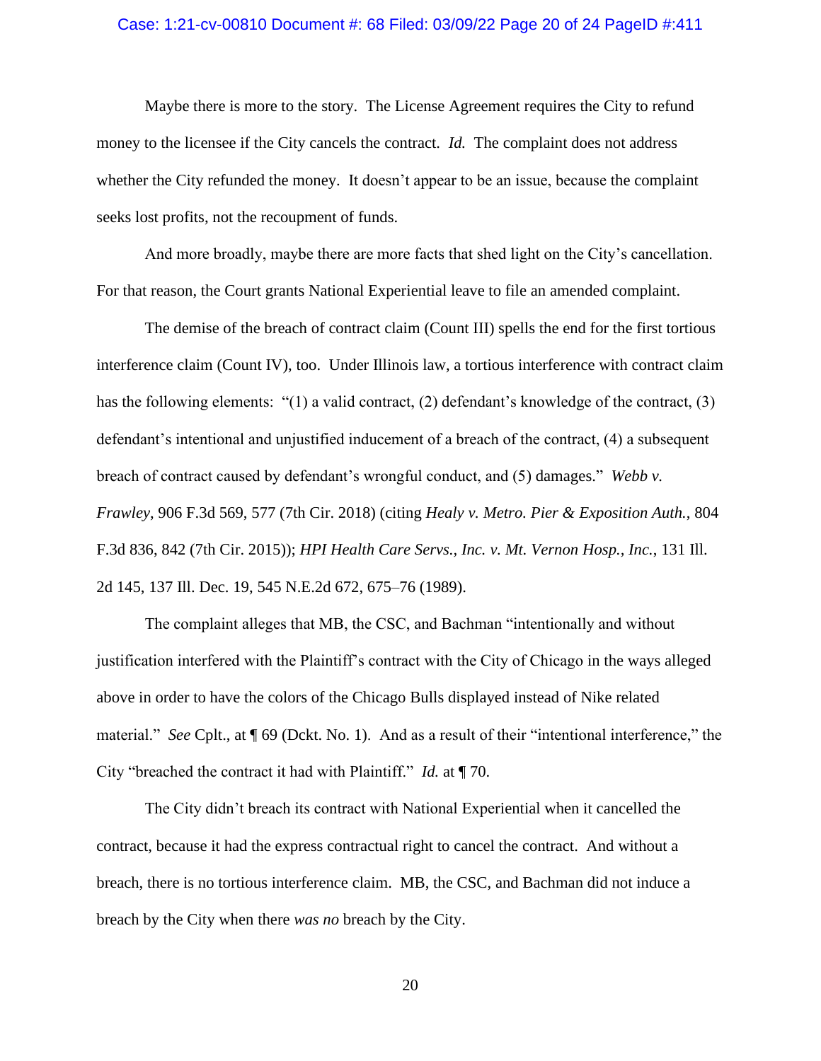Maybe there is more to the story. The License Agreement requires the City to refund money to the licensee if the City cancels the contract. *Id.* The complaint does not address whether the City refunded the money. It doesn't appear to be an issue, because the complaint seeks lost profits, not the recoupment of funds.

And more broadly, maybe there are more facts that shed light on the City's cancellation. For that reason, the Court grants National Experiential leave to file an amended complaint.

The demise of the breach of contract claim (Count III) spells the end for the first tortious interference claim (Count IV), too. Under Illinois law, a tortious interference with contract claim has the following elements: "(1) a valid contract, (2) defendant's knowledge of the contract, (3) defendant's intentional and unjustified inducement of a breach of the contract, (4) a subsequent breach of contract caused by defendant's wrongful conduct, and (5) damages." *Webb v. Frawley*, 906 F.3d 569, 577 (7th Cir. 2018) (citing *Healy v. Metro. Pier & Exposition Auth.*, 804 F.3d 836, 842 (7th Cir. 2015)); *HPI Health Care Servs., Inc. v. Mt. Vernon Hosp., Inc.*, 131 Ill. 2d 145, 137 Ill. Dec. 19, 545 N.E.2d 672, 675–76 (1989).

The complaint alleges that MB, the CSC, and Bachman "intentionally and without justification interfered with the Plaintiff's contract with the City of Chicago in the ways alleged above in order to have the colors of the Chicago Bulls displayed instead of Nike related material." *See* Cplt., at ¶ 69 (Dckt. No. 1). And as a result of their "intentional interference," the City "breached the contract it had with Plaintiff." *Id.* at ¶ 70.

The City didn't breach its contract with National Experiential when it cancelled the contract, because it had the express contractual right to cancel the contract. And without a breach, there is no tortious interference claim. MB, the CSC, and Bachman did not induce a breach by the City when there *was no* breach by the City.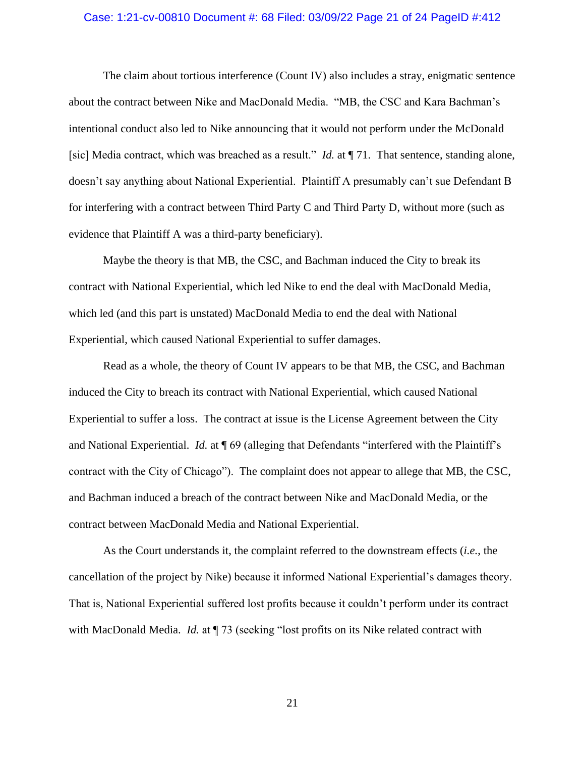The claim about tortious interference (Count IV) also includes a stray, enigmatic sentence about the contract between Nike and MacDonald Media. "MB, the CSC and Kara Bachman's intentional conduct also led to Nike announcing that it would not perform under the McDonald [sic] Media contract, which was breached as a result." *Id.* at ¶ 71. That sentence, standing alone, doesn't say anything about National Experiential. Plaintiff A presumably can't sue Defendant B for interfering with a contract between Third Party C and Third Party D, without more (such as evidence that Plaintiff A was a third-party beneficiary).

Maybe the theory is that MB, the CSC, and Bachman induced the City to break its contract with National Experiential, which led Nike to end the deal with MacDonald Media, which led (and this part is unstated) MacDonald Media to end the deal with National Experiential, which caused National Experiential to suffer damages.

Read as a whole, the theory of Count IV appears to be that MB, the CSC, and Bachman induced the City to breach its contract with National Experiential, which caused National Experiential to suffer a loss. The contract at issue is the License Agreement between the City and National Experiential. *Id.* at ¶ 69 (alleging that Defendants "interfered with the Plaintiff's contract with the City of Chicago"). The complaint does not appear to allege that MB, the CSC, and Bachman induced a breach of the contract between Nike and MacDonald Media, or the contract between MacDonald Media and National Experiential.

As the Court understands it, the complaint referred to the downstream effects (*i.e.*, the cancellation of the project by Nike) because it informed National Experiential's damages theory. That is, National Experiential suffered lost profits because it couldn't perform under its contract with MacDonald Media. *Id.* at ¶ 73 (seeking "lost profits on its Nike related contract with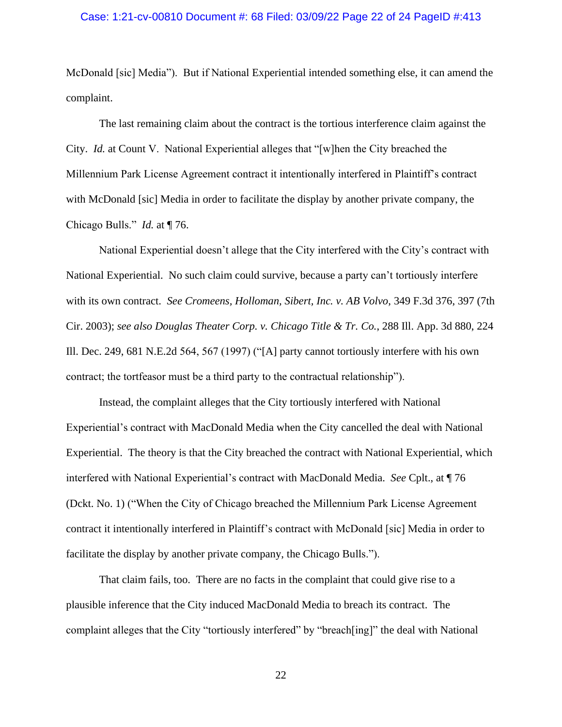McDonald [sic] Media"). But if National Experiential intended something else, it can amend the complaint.

The last remaining claim about the contract is the tortious interference claim against the City. *Id.* at Count V. National Experiential alleges that "[w]hen the City breached the Millennium Park License Agreement contract it intentionally interfered in Plaintiff's contract with McDonald [sic] Media in order to facilitate the display by another private company, the Chicago Bulls." *Id.* at ¶ 76.

National Experiential doesn't allege that the City interfered with the City's contract with National Experiential. No such claim could survive, because a party can't tortiously interfere with its own contract. *See Cromeens, Holloman, Sibert, Inc. v. AB Volvo*, 349 F.3d 376, 397 (7th Cir. 2003); *see also Douglas Theater Corp. v. Chicago Title & Tr. Co.*, 288 Ill. App. 3d 880, 224 Ill. Dec. 249, 681 N.E.2d 564, 567 (1997) ("[A] party cannot tortiously interfere with his own contract; the tortfeasor must be a third party to the contractual relationship").

Instead, the complaint alleges that the City tortiously interfered with National Experiential's contract with MacDonald Media when the City cancelled the deal with National Experiential. The theory is that the City breached the contract with National Experiential, which interfered with National Experiential's contract with MacDonald Media. *See* Cplt., at ¶ 76 (Dckt. No. 1) ("When the City of Chicago breached the Millennium Park License Agreement contract it intentionally interfered in Plaintiff's contract with McDonald [sic] Media in order to facilitate the display by another private company, the Chicago Bulls.").

That claim fails, too. There are no facts in the complaint that could give rise to a plausible inference that the City induced MacDonald Media to breach its contract. The complaint alleges that the City "tortiously interfered" by "breach[ing]" the deal with National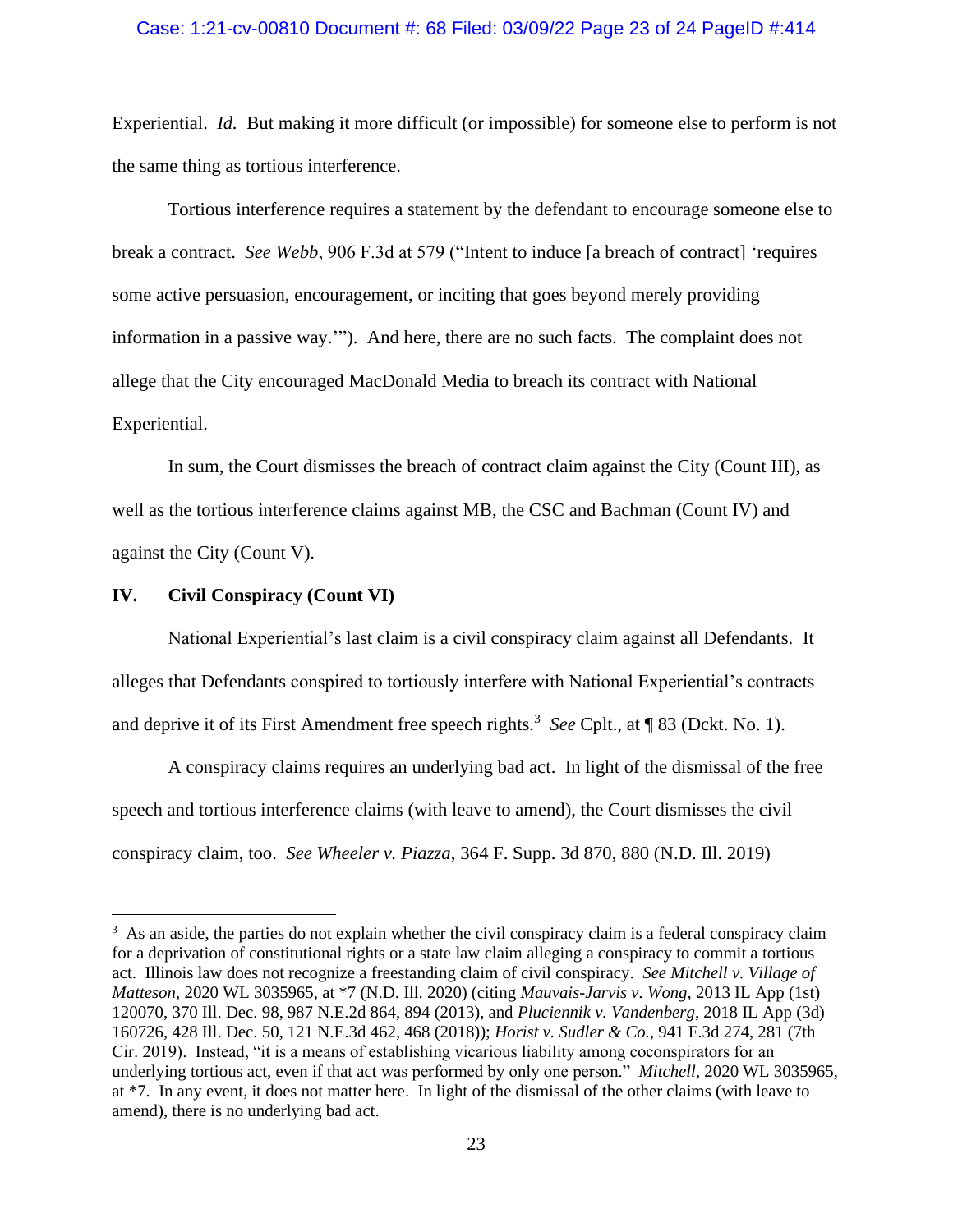Experiential. *Id.* But making it more difficult (or impossible) for someone else to perform is not the same thing as tortious interference.

Tortious interference requires a statement by the defendant to encourage someone else to break a contract. *See Webb*, 906 F.3d at 579 ("Intent to induce [a breach of contract] 'requires some active persuasion, encouragement, or inciting that goes beyond merely providing information in a passive way.'"). And here, there are no such facts. The complaint does not allege that the City encouraged MacDonald Media to breach its contract with National Experiential.

In sum, the Court dismisses the breach of contract claim against the City (Count III), as well as the tortious interference claims against MB, the CSC and Bachman (Count IV) and against the City (Count V).

## IV. Civil Conspiracy (Count VI)

National Experiential's last claim is a civil conspiracy claim against all Defendants. It alleges that Defendants conspired to tortiously interfere with National Experiential's contracts and deprive it of its First Amendment free speech rights.[3] *See* Cplt., at ¶ 83 (Dckt. No. 1).

A conspiracy claims requires an underlying bad act. In light of the dismissal of the free speech and tortious interference claims (with leave to amend), the Court dismisses the civil conspiracy claim, too. *See Wheeler v. Piazza*, 364 F. Supp. 3d 870, 880 (N.D. Ill. 2019)

---

[3] As an aside, the parties do not explain whether the civil conspiracy claim is a federal conspiracy claim for a deprivation of constitutional rights or a state law claim alleging a conspiracy to commit a tortious act. Illinois law does not recognize a freestanding claim of civil conspiracy. *See Mitchell v. Village of Matteson*, 2020 WL 3035965, at \*7 (N.D. Ill. 2020) (citing *Mauvais-Jarvis v. Wong*, 2013 IL App (1st) 120070, 370 Ill. Dec. 98, 987 N.E.2d 864, 894 (2013), and *Pluciennik v. Vandenberg*, 2018 IL App (3d) 160726, 428 Ill. Dec. 50, 121 N.E.3d 462, 468 (2018)); *Horist v. Sudler & Co.*, 941 F.3d 274, 281 (7th Cir. 2019). Instead, "it is a means of establishing vicarious liability among coconspirators for an underlying tortious act, even if that act was performed by only one person." *Mitchell*, 2020 WL 3035965, at \*7. In any event, it does not matter here. In light of the dismissal of the other claims (with leave to amend), there is no underlying bad act.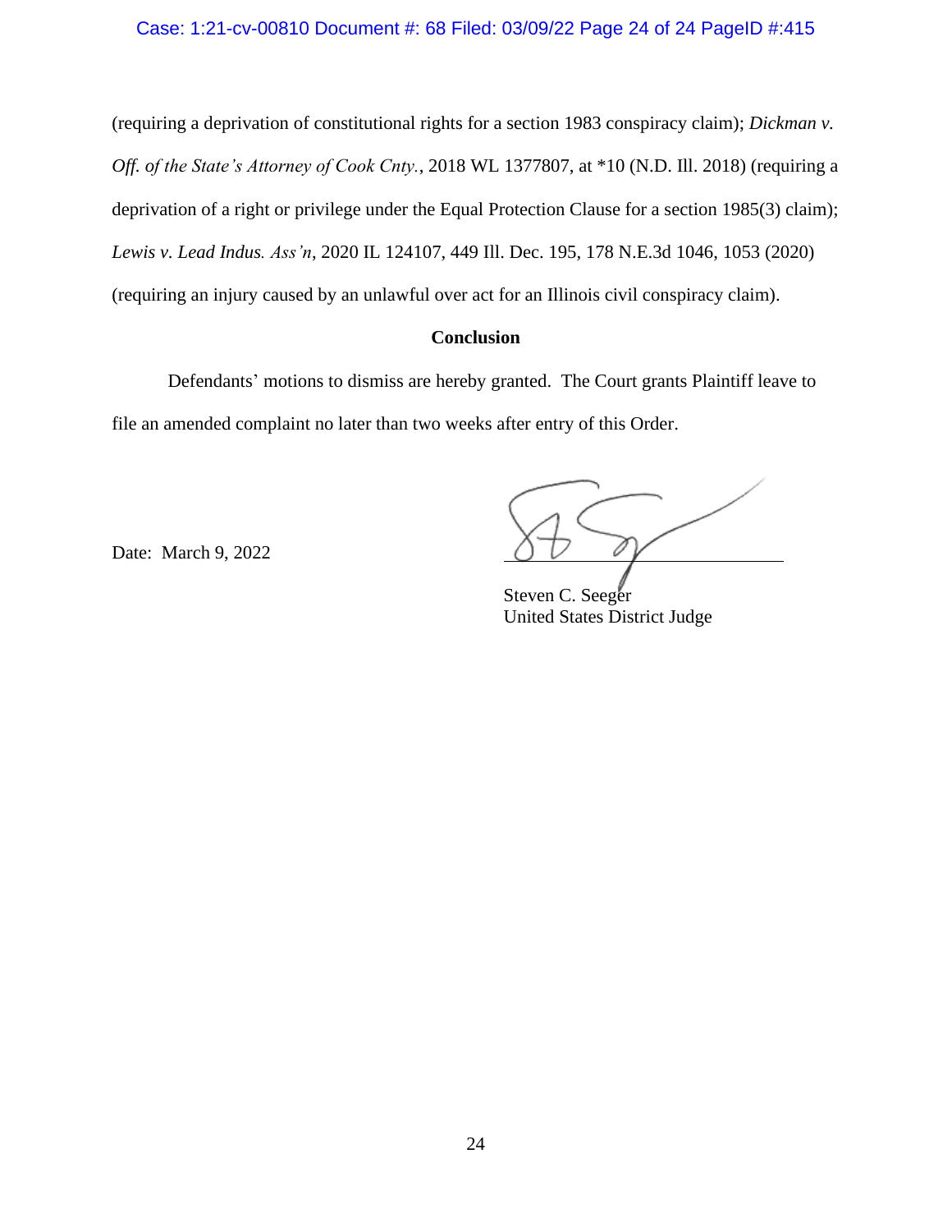(requiring a deprivation of constitutional rights for a section 1983 conspiracy claim); *Dickman v. Off. of the State's Attorney of Cook Cnty.*, 2018 WL 1377807, at *10 (N.D. Ill. 2018) (requiring a deprivation of a right or privilege under the Equal Protection Clause for a section 1985(3) claim); *Lewis v. Lead Indus. Ass'n*, 2020 IL 124107, 449 Ill. Dec. 195, 178 N.E.3d 1046, 1053 (2020) (requiring an injury caused by an unlawful over act for an Illinois civil conspiracy claim).

**Conclusion**

Defendants' motions to dismiss are hereby granted. The Court grants Plaintiff leave to file an amended complaint no later than two weeks after entry of this Order.

Date: March 9, 2022

Steven C. Seeger
United States District Judge